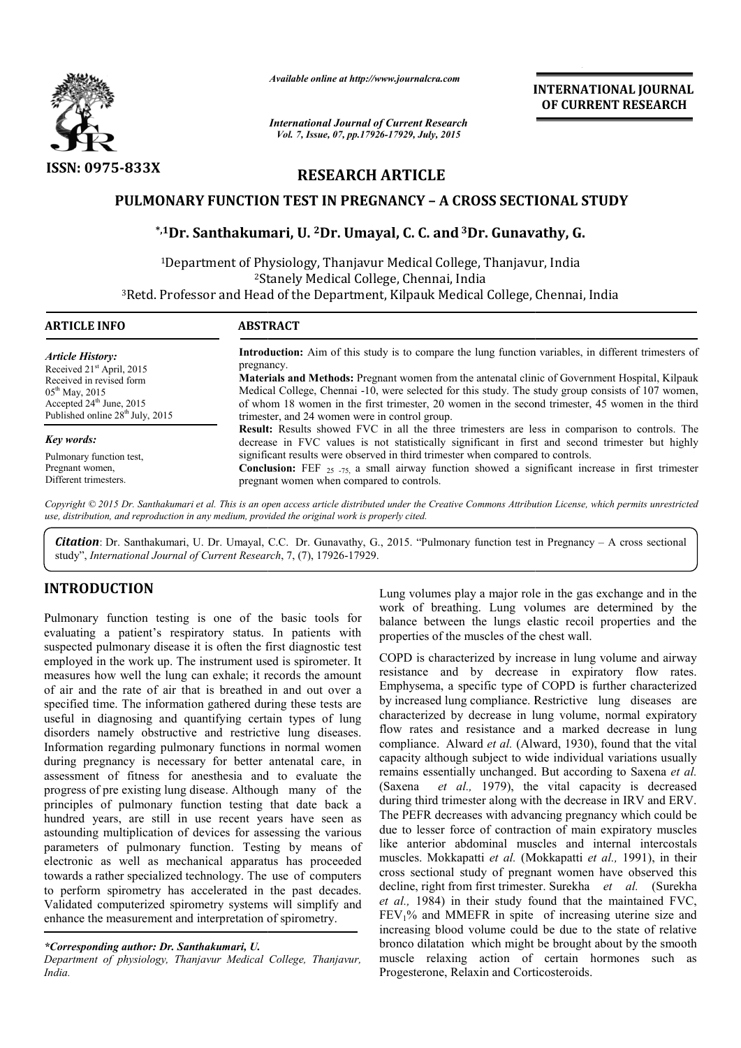ISSN: 0975-833X

*Available online at http://www.journalcra.com*

*International Journal of Current Research*
*Vol. 7, Issue, 07, pp.17926-17929, July, 2015*

**INTERNATIONAL JOURNAL OF CURRENT RESEARCH**

## RESEARCH ARTICLE

# PULMONARY FUNCTION TEST IN PREGNANCY – A CROSS SECTIONAL STUDY

**\*,1Dr. Santhakumari, U. [2]Dr. Umayal, C. C. and [3]Dr. Gunavathy, G.**

[1]Department of Physiology, Thanjavur Medical College, Thanjavur, India
[2]Stanely Medical College, Chennai, India
[3]Retd. Professor and Head of the Department, Kilpauk Medical College, Chennai, India

**ARTICLE INFO**

*Article History:*
Received 21st April, 2015
Received in revised form
05th May, 2015
Accepted 24th June, 2015
Published online 28th July, 2015

*Key words:*
Pulmonary function test,
Pregnant women,
Different trimesters.

**ABSTRACT**

**Introduction:** Aim of this study is to compare the lung function variables, in different trimesters of pregnancy.

**Materials and Methods:** Pregnant women from the antenatal clinic of Government Hospital, Kilpauk Medical College, Chennai -10, were selected for this study. The study group consists of 107 women, of whom 18 women in the first trimester, 20 women in the second trimester, 45 women in the third trimester, and 24 women were in control group.

**Result:** Results showed FVC in all the three trimesters are less in comparison to controls. The decrease in FVC values is not statistically significant in first and second trimester but highly significant results were observed in third trimester when compared to controls.

**Conclusion:** FEF $_{25-75}$, a small airway function showed a significant increase in first trimester pregnant women when compared to controls.

*Copyright © 2015 Dr. Santhakumari et al. This is an open access article distributed under the Creative Commons Attribution License, which permits unrestricted use, distribution, and reproduction in any medium, provided the original work is properly cited.*

***Citation***: Dr. Santhakumari, U. Dr. Umayal, C.C. Dr. Gunavathy, G., 2015. "Pulmonary function test in Pregnancy – A cross sectional study", *International Journal of Current Research*, 7, (7), 17926-17929.

## INTRODUCTION

Pulmonary function testing is one of the basic tools for evaluating a patient's respiratory status. In patients with suspected pulmonary disease it is often the first diagnostic test employed in the work up. The instrument used is spirometer. It measures how well the lung can exhale; it records the amount of air and the rate of air that is breathed in and out over a specified time. The information gathered during these tests are useful in diagnosing and quantifying certain types of lung disorders namely obstructive and restrictive lung diseases. Information regarding pulmonary functions in normal women during pregnancy is necessary for better antenatal care, in assessment of fitness for anesthesia and to evaluate the progress of pre existing lung disease. Although many of the principles of pulmonary function testing that date back a hundred years, are still in use recent years have seen as astounding multiplication of devices for assessing the various parameters of pulmonary function. Testing by means of electronic as well as mechanical apparatus has proceeded towards a rather specialized technology. The use of computers to perform spirometry has accelerated in the past decades. Validated computerized spirometry systems will simplify and enhance the measurement and interpretation of spirometry.

Lung volumes play a major role in the gas exchange and in the work of breathing. Lung volumes are determined by the balance between the lungs elastic recoil properties and the properties of the muscles of the chest wall.

COPD is characterized by increase in lung volume and airway resistance and by decrease in expiratory flow rates. Emphysema, a specific type of COPD is further characterized by increased lung compliance. Restrictive lung diseases are characterized by decrease in lung volume, normal expiratory flow rates and resistance and a marked decrease in lung compliance. Alward *et al.* (Alward, 1930), found that the vital capacity although subject to wide individual variations usually remains essentially unchanged. But according to Saxena *et al.* (Saxena *et al.,* 1979), the vital capacity is decreased during third trimester along with the decrease in IRV and ERV. The PEFR decreases with advancing pregnancy which could be due to lesser force of contraction of main expiratory muscles like anterior abdominal muscles and internal intercostals muscles. Mokkapatti *et al.* (Mokkapatti *et al.,* 1991), in their cross sectional study of pregnant women have observed this decline, right from first trimester. Surekha *et al.* (Surekha *et al.,* 1984) in their study found that the maintained FVC, $FEV_1$% and MMEFR in spite of increasing uterine size and increasing blood volume could be due to the state of relative bronco dilatation which might be brought about by the smooth muscle relaxing action of certain hormones such as Progesterone, Relaxin and Corticosteroids.

*\*Corresponding author: Dr. Santhakumari, U.*
*Department of physiology, Thanjavur Medical College, Thanjavur, India.*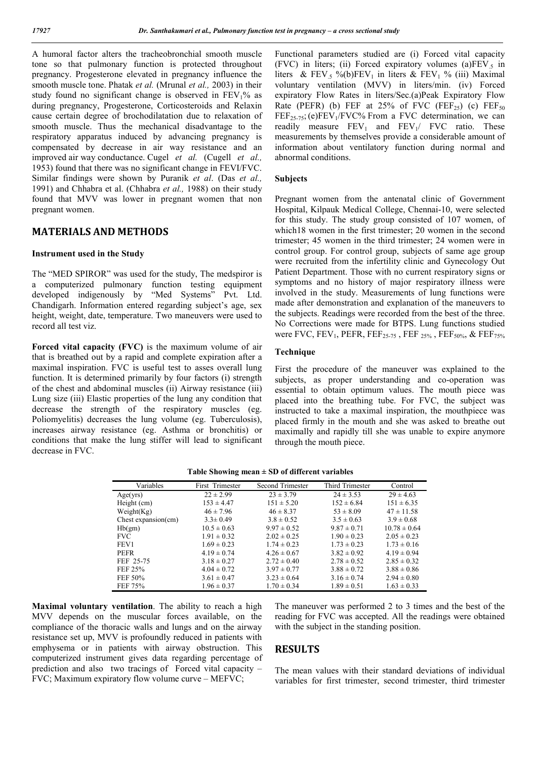A humoral factor alters the tracheobronchial smooth muscle tone so that pulmonary function is protected throughout pregnancy. Progesterone elevated in pregnancy influence the smooth muscle tone. Phatak *et al.* (Mrunal *et al.,* 2003) in their study found no significant change is observed in $FEV_1$% as during pregnancy, Progesterone, Corticosteroids and Relaxin cause certain degree of brochodilatation due to relaxation of smooth muscle. Thus the mechanical disadvantage to the respiratory apparatus induced by advancing pregnancy is compensated by decrease in air way resistance and an improved air way conductance. Cugel *et al.* (Cugell *et al.,* 1953) found that there was no significant change in FEVI/FVC. Similar findings were shown by Puranik *et al*. (Das *et al.,* 1991) and Chhabra et al. (Chhabra *et al.,* 1988) on their study found that MVV was lower in pregnant women that non pregnant women.

## MATERIALS AND METHODS

### Instrument used in the Study

The "MED SPIROR" was used for the study, The medspiror is a computerized pulmonary function testing equipment developed indigenously by "Med Systems" Pvt. Ltd. Chandigarh. Information entered regarding subject's age, sex height, weight, date, temperature. Two maneuvers were used to record all test viz.

**Forced vital capacity (FVC)** is the maximum volume of air that is breathed out by a rapid and complete expiration after a maximal inspiration. FVC is useful test to asses overall lung function. It is determined primarily by four factors (i) strength of the chest and abdominal muscles (ii) Airway resistance (iii) Lung size (iii) Elastic properties of the lung any condition that decrease the strength of the respiratory muscles (eg. Poliomyelitis) decreases the lung volume (eg. Tuberculosis), increases airway resistance (eg. Asthma or bronchitis) or conditions that make the lung stiffer will lead to significant decrease in FVC.

**Maximal voluntary ventilation**. The ability to reach a high MVV depends on the muscular forces available, on the compliance of the thoracic walls and lungs and on the airway resistance set up, MVV is profoundly reduced in patients with emphysema or in patients with airway obstruction. This computerized instrument gives data regarding percentage of prediction and also two tracings of Forced vital capacity – FVC; Maximum expiratory flow volume curve – MEFVC;

Functional parameters studied are (i) Forced vital capacity (FVC) in liters; (ii) Forced expiratory volumes (a)$FEV_{.5}$ in liters & $FEV_{.5}$ %(b)$FEV_1$ in liters & $FEV_1$ % (iii) Maximal voluntary ventilation (MVV) in liters/min. (iv) Forced expiratory Flow Rates in liters/Sec.(a)Peak Expiratory Flow Rate (PEFR) (b) FEF at 25% of FVC ($FEF_{25}$) (c) $FEF_{50}$ $FEF_{25-75}$; (e)$FEV_1$/FVC% From a FVC determination, we can readily measure $FEV_1$ and $FEV_1$/ FVC ratio. These measurements by themselves provide a considerable amount of information about ventilatory function during normal and abnormal conditions.

### Subjects

Pregnant women from the antenatal clinic of Government Hospital, Kilpauk Medical College, Chennai-10, were selected for this study. The study group consisted of 107 women, of which18 women in the first trimester; 20 women in the second trimester; 45 women in the third trimester; 24 women were in control group. For control group, subjects of same age group were recruited from the infertility clinic and Gynecology Out Patient Department. Those with no current respiratory signs or symptoms and no history of major respiratory illness were involved in the study. Measurements of lung functions were made after demonstration and explanation of the maneuvers to the subjects. Readings were recorded from the best of the three. No Corrections were made for BTPS. Lung functions studied were FVC, $FEV_1$, PEFR, $FEF_{25-75}$ , $FEF_{25\%}$ , $FEF_{50\%}$, & $FEF_{75\%}$

### Technique

First the procedure of the maneuver was explained to the subjects, as proper understanding and co-operation was essential to obtain optimum values. The mouth piece was placed into the breathing tube. For FVC, the subject was instructed to take a maximal inspiration, the mouthpiece was placed firmly in the mouth and she was asked to breathe out maximally and rapidly till she was unable to expire anymore through the mouth piece.

The maneuver was performed 2 to 3 times and the best of the reading for FVC was accepted. All the readings were obtained with the subject in the standing position.

**Table Showing mean ± SD of different variables**

| Variables | First Trimester | Second Trimester | Third Trimester | Control |
|---|---|---|---|---|
| Age(yrs) | 22 ± 2.99 | 23 ± 3.79 | 24 ± 3.53 | 29 ± 4.63 |
| Height (cm) | 153 ± 4.47 | 151 ± 5.20 | 152 ± 6.84 | 151 ± 6.35 |
| Weight(Kg) | 46 ± 7.96 | 46 ± 8.37 | 53 ± 8.09 | 47 ± 11.58 |
| Chest expansion(cm) | 3.3± 0.49 | 3.8 ± 0.52 | 3.5 ± 0.63 | 3.9 ± 0.68 |
| Hb(gm) | 10.5 ± 0.63 | 9.97 ± 0.52 | 9.87 ± 0.71 | 10.78 ± 0.64 |
| FVC | 1.91 ± 0.32 | 2.02 ± 0.25 | 1.90 ± 0.23 | 2.05 ± 0.23 |
| FEV1 | 1.69 ± 0.23 | 1.74 ± 0.23 | 1.73 ± 0.23 | 1.73 ± 0.16 |
| PEFR | 4.19 ± 0.74 | 4.26 ± 0.67 | 3.82 ± 0.92 | 4.19 ± 0.94 |
| FEF 25-75 | 3.18 ± 0.27 | 2.72 ± 0.40 | 2.78 ± 0.52 | 2.85 ± 0.32 |
| FEF 25% | 4.04 ± 0.72 | 3.97 ± 0.77 | 3.88 ± 0.72 | 3.88 ± 0.86 |
| FEF 50% | 3.61 ± 0.47 | 3.23 ± 0.64 | 3.16 ± 0.74 | 2.94 ± 0.80 |
| FEF 75% | 1.96 ± 0.37 | 1.70 ± 0.34 | 1.89 ± 0.51 | 1.63 ± 0.33 |

## RESULTS

The mean values with their standard deviations of individual variables for first trimester, second trimester, third trimester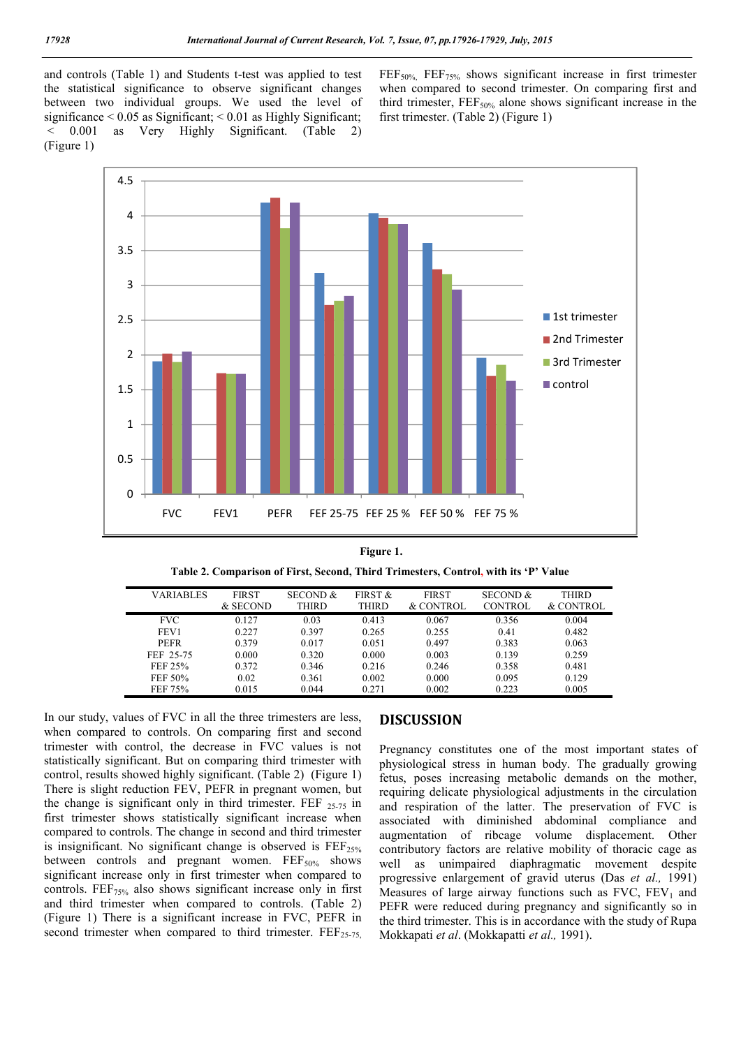and controls (Table 1) and Students t-test was applied to test the statistical significance to observe significant changes between two individual groups. We used the level of significance < 0.05 as Significant; < 0.01 as Highly Significant; < 0.001 as Very Highly Significant. (Table 2) (Figure 1)

$FEF_{50\%}$, $FEF_{75\%}$ shows significant increase in first trimester when compared to second trimester. On comparing first and third trimester, $FEF_{50\%}$ alone shows significant increase in the first trimester. (Table 2) (Figure 1)

**Figure 1.**

**Table 2. Comparison of First, Second, Third Trimesters, Control, with its 'P' Value**

| VARIABLES | FIRST & SECOND | SECOND & THIRD | FIRST & THIRD | FIRST & CONTROL | SECOND & CONTROL | THIRD & CONTROL |
|---|---|---|---|---|---|---|
| FVC | 0.127 | 0.03 | 0.413 | 0.067 | 0.356 | 0.004 |
| FEV1 | 0.227 | 0.397 | 0.265 | 0.255 | 0.41 | 0.482 |
| PEFR | 0.379 | 0.017 | 0.051 | 0.497 | 0.383 | 0.063 |
| FEF 25-75 | 0.000 | 0.320 | 0.000 | 0.003 | 0.139 | 0.259 |
| FEF 25% | 0.372 | 0.346 | 0.216 | 0.246 | 0.358 | 0.481 |
| FEF 50% | 0.02 | 0.361 | 0.002 | 0.000 | 0.095 | 0.129 |
| FEF 75% | 0.015 | 0.044 | 0.271 | 0.002 | 0.223 | 0.005 |

In our study, values of FVC in all the three trimesters are less, when compared to controls. On comparing first and second trimester with control, the decrease in FVC values is not statistically significant. But on comparing third trimester with control, results showed highly significant. (Table 2) (Figure 1) There is slight reduction FEV, PEFR in pregnant women, but the change is significant only in third trimester. $FEF_{25\text{-}75}$ in first trimester shows statistically significant increase when compared to controls. The change in second and third trimester is insignificant. No significant change is observed is $FEF_{25\%}$ between controls and pregnant women. $FEF_{50\%}$ shows significant increase only in first trimester when compared to controls. $FEF_{75\%}$ also shows significant increase only in first and third trimester when compared to controls. (Table 2) (Figure 1) There is a significant increase in FVC, PEFR in second trimester when compared to third trimester. $FEF_{25\text{-}75}$,

## DISCUSSION

Pregnancy constitutes one of the most important states of physiological stress in human body. The gradually growing fetus, poses increasing metabolic demands on the mother, requiring delicate physiological adjustments in the circulation and respiration of the latter. The preservation of FVC is associated with diminished abdominal compliance and augmentation of ribcage volume displacement. Other contributory factors are relative mobility of thoracic cage as well as unimpaired diaphragmatic movement despite progressive enlargement of gravid uterus (Das *et al.,* 1991) Measures of large airway functions such as FVC, $FEV_1$ and PEFR were reduced during pregnancy and significantly so in the third trimester. This is in accordance with the study of Rupa Mokkapati *et al*. (Mokkapatti *et al.,* 1991).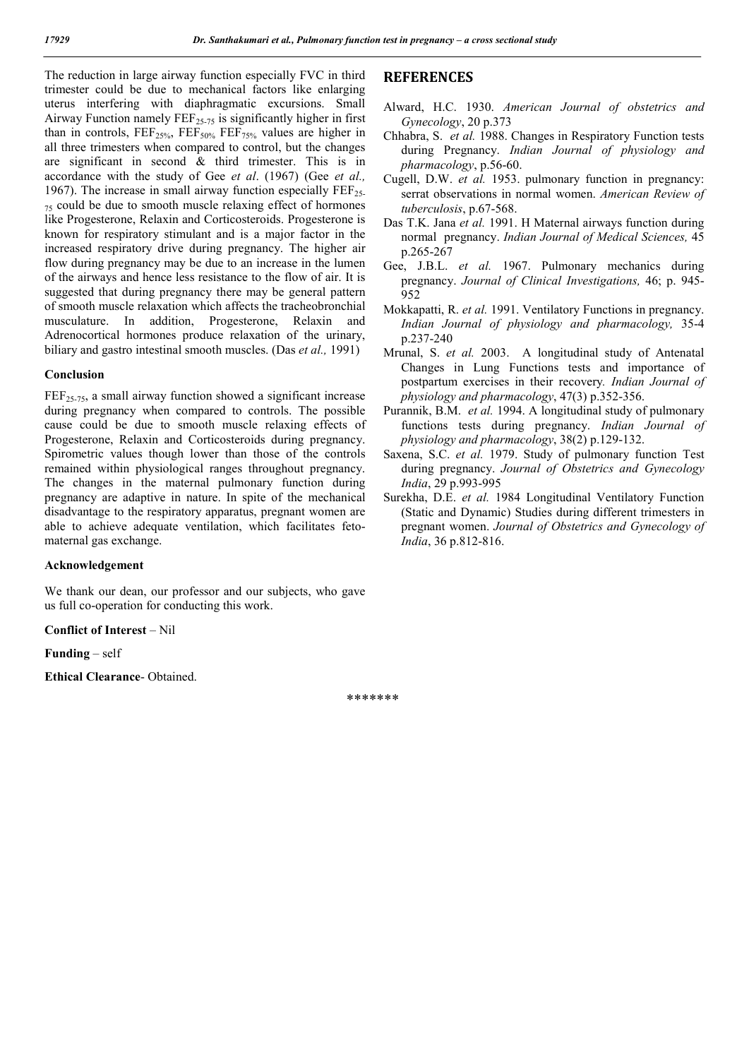The reduction in large airway function especially FVC in third trimester could be due to mechanical factors like enlarging uterus interfering with diaphragmatic excursions. Small Airway Function namely $FEF_{25-75}$ is significantly higher in first than in controls, $FEF_{25\%}$, $FEF_{50\%}$ $FEF_{75\%}$ values are higher in all three trimesters when compared to control, but the changes are significant in second & third trimester. This is in accordance with the study of Gee *et al*. (1967) (Gee *et al.,* 1967). The increase in small airway function especially $FEF_{25-75}$ could be due to smooth muscle relaxing effect of hormones like Progesterone, Relaxin and Corticosteroids. Progesterone is known for respiratory stimulant and is a major factor in the increased respiratory drive during pregnancy. The higher air flow during pregnancy may be due to an increase in the lumen of the airways and hence less resistance to the flow of air. It is suggested that during pregnancy there may be general pattern of smooth muscle relaxation which affects the tracheobronchial musculature. In addition, Progesterone, Relaxin and Adrenocortical hormones produce relaxation of the urinary, biliary and gastro intestinal smooth muscles. (Das *et al.,* 1991)

### Conclusion

$FEF_{25-75}$, a small airway function showed a significant increase during pregnancy when compared to controls. The possible cause could be due to smooth muscle relaxing effects of Progesterone, Relaxin and Corticosteroids during pregnancy. Spirometric values though lower than those of the controls remained within physiological ranges throughout pregnancy. The changes in the maternal pulmonary function during pregnancy are adaptive in nature. In spite of the mechanical disadvantage to the respiratory apparatus, pregnant women are able to achieve adequate ventilation, which facilitates feto-maternal gas exchange.

### Acknowledgement

We thank our dean, our professor and our subjects, who gave us full co-operation for conducting this work.

**Conflict of Interest** – Nil

**Funding** – self

**Ethical Clearance**- Obtained.

## REFERENCES

Alward, H.C. 1930. *American Journal of obstetrics and Gynecology*, 20 p.373

Chhabra, S. *et al.* 1988. Changes in Respiratory Function tests during Pregnancy. *Indian Journal of physiology and pharmacology*, p.56-60.

Cugell, D.W. *et al.* 1953. pulmonary function in pregnancy: serrat observations in normal women. *American Review of tuberculosis*, p.67-568.

Das T.K. Jana *et al.* 1991. H Maternal airways function during normal pregnancy. *Indian Journal of Medical Sciences,* 45 p.265-267

Gee, J.B.L. *et al.* 1967. Pulmonary mechanics during pregnancy. *Journal of Clinical Investigations,* 46; p. 945-952

Mokkapatti, R. *et al.* 1991. Ventilatory Functions in pregnancy. *Indian Journal of physiology and pharmacology,* 35-4 p.237-240

Mrunal, S. *et al.* 2003. A longitudinal study of Antenatal Changes in Lung Functions tests and importance of postpartum exercises in their recovery. *Indian Journal of physiology and pharmacology*, 47(3) p.352-356.

Purannik, B.M. *et al.* 1994. A longitudinal study of pulmonary functions tests during pregnancy. *Indian Journal of physiology and pharmacology*, 38(2) p.129-132.

Saxena, S.C. *et al.* 1979. Study of pulmonary function Test during pregnancy. *Journal of Obstetrics and Gynecology India*, 29 p.993-995

Surekha, D.E. *et al.* 1984 Longitudinal Ventilatory Function (Static and Dynamic) Studies during different trimesters in pregnant women. *Journal of Obstetrics and Gynecology of India*, 36 p.812-816.

*******